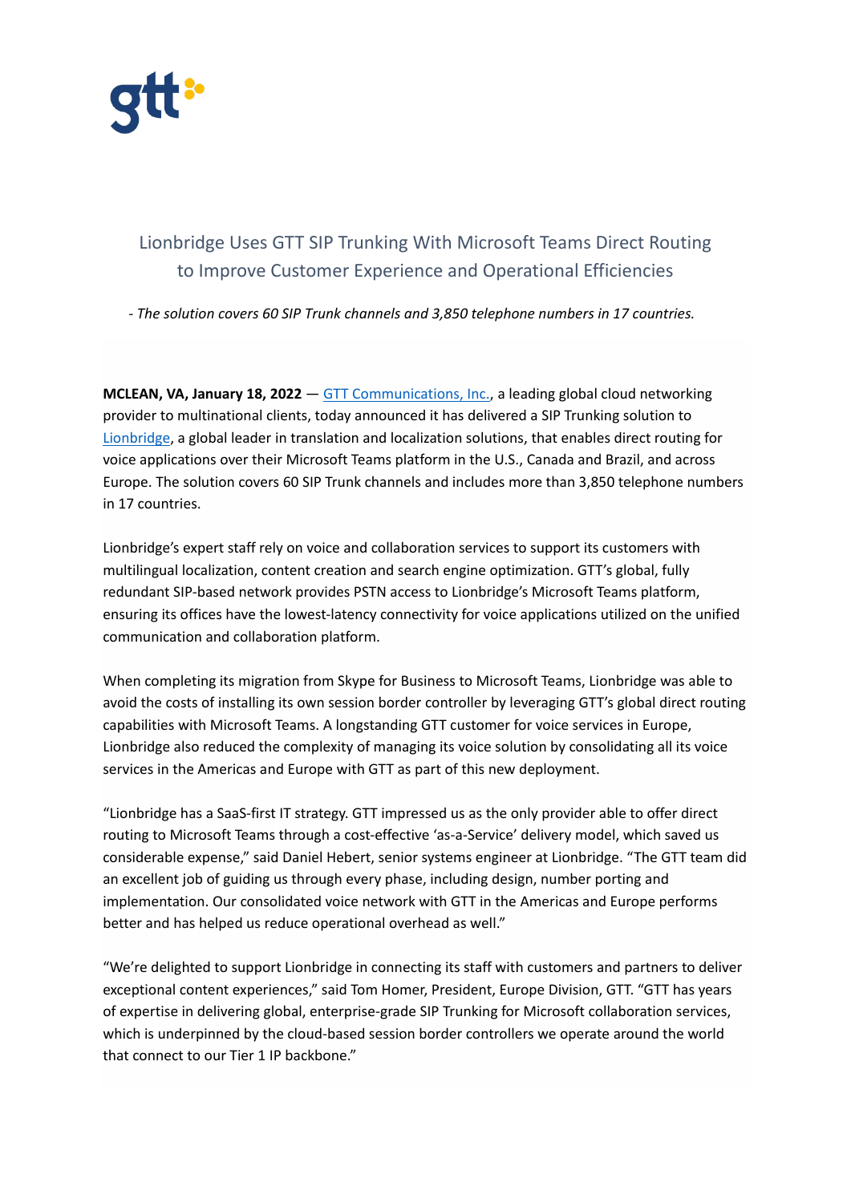# Lionbridge Uses GTT SIP Trunking With Microsoft Teams Direct Routing to Improve Customer Experience and Operational Efficiencies

*- The solution covers 60 SIP Trunk channels and 3,850 telephone numbers in 17 countries.*

**MCLEAN, VA, January 18, 2022** — GTT Communications, Inc., a leading global cloud networking provider to multinational clients, today announced it has delivered a SIP Trunking solution to Lionbridge, a global leader in translation and localization solutions, that enables direct routing for voice applications over their Microsoft Teams platform in the U.S., Canada and Brazil, and across Europe. The solution covers 60 SIP Trunk channels and includes more than 3,850 telephone numbers in 17 countries.

Lionbridge's expert staff rely on voice and collaboration services to support its customers with multilingual localization, content creation and search engine optimization. GTT's global, fully redundant SIP-based network provides PSTN access to Lionbridge's Microsoft Teams platform, ensuring its offices have the lowest-latency connectivity for voice applications utilized on the unified communication and collaboration platform.

When completing its migration from Skype for Business to Microsoft Teams, Lionbridge was able to avoid the costs of installing its own session border controller by leveraging GTT's global direct routing capabilities with Microsoft Teams. A longstanding GTT customer for voice services in Europe, Lionbridge also reduced the complexity of managing its voice solution by consolidating all its voice services in the Americas and Europe with GTT as part of this new deployment.

"Lionbridge has a SaaS-first IT strategy. GTT impressed us as the only provider able to offer direct routing to Microsoft Teams through a cost-effective 'as-a-Service' delivery model, which saved us considerable expense," said Daniel Hebert, senior systems engineer at Lionbridge. "The GTT team did an excellent job of guiding us through every phase, including design, number porting and implementation. Our consolidated voice network with GTT in the Americas and Europe performs better and has helped us reduce operational overhead as well."

"We're delighted to support Lionbridge in connecting its staff with customers and partners to deliver exceptional content experiences," said Tom Homer, President, Europe Division, GTT. "GTT has years of expertise in delivering global, enterprise-grade SIP Trunking for Microsoft collaboration services, which is underpinned by the cloud-based session border controllers we operate around the world that connect to our Tier 1 IP backbone."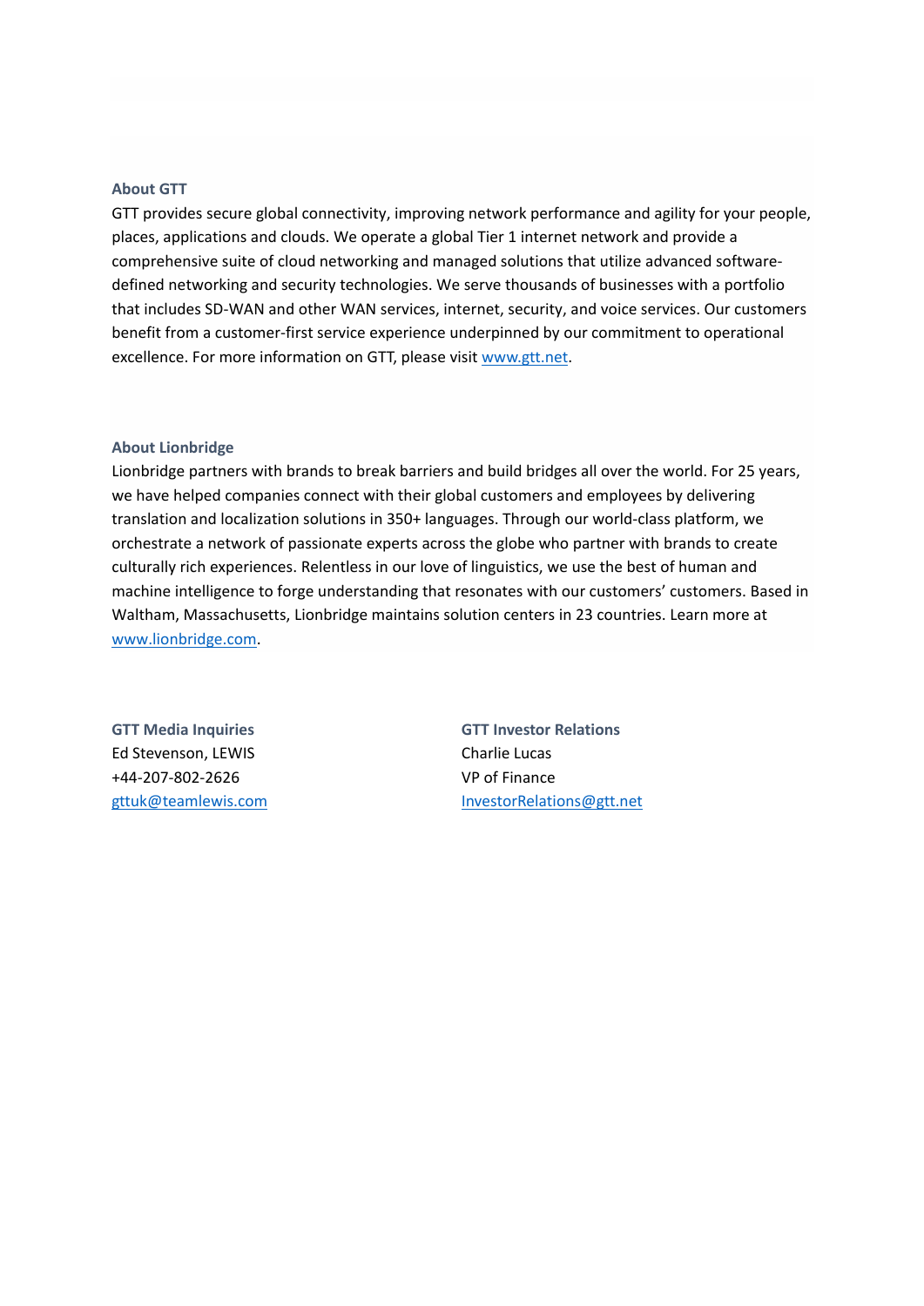**About GTT**

GTT provides secure global connectivity, improving network performance and agility for your people, places, applications and clouds. We operate a global Tier 1 internet network and provide a comprehensive suite of cloud networking and managed solutions that utilize advanced software-defined networking and security technologies. We serve thousands of businesses with a portfolio that includes SD-WAN and other WAN services, internet, security, and voice services. Our customers benefit from a customer-first service experience underpinned by our commitment to operational excellence. For more information on GTT, please visit www.gtt.net.

**About Lionbridge**

Lionbridge partners with brands to break barriers and build bridges all over the world. For 25 years, we have helped companies connect with their global customers and employees by delivering translation and localization solutions in 350+ languages. Through our world-class platform, we orchestrate a network of passionate experts across the globe who partner with brands to create culturally rich experiences. Relentless in our love of linguistics, we use the best of human and machine intelligence to forge understanding that resonates with our customers' customers. Based in Waltham, Massachusetts, Lionbridge maintains solution centers in 23 countries. Learn more at www.lionbridge.com.

**GTT Media Inquiries**
Ed Stevenson, LEWIS
+44-207-802-2626
gttuk@teamlewis.com

**GTT Investor Relations**
Charlie Lucas
VP of Finance
InvestorRelations@gtt.net